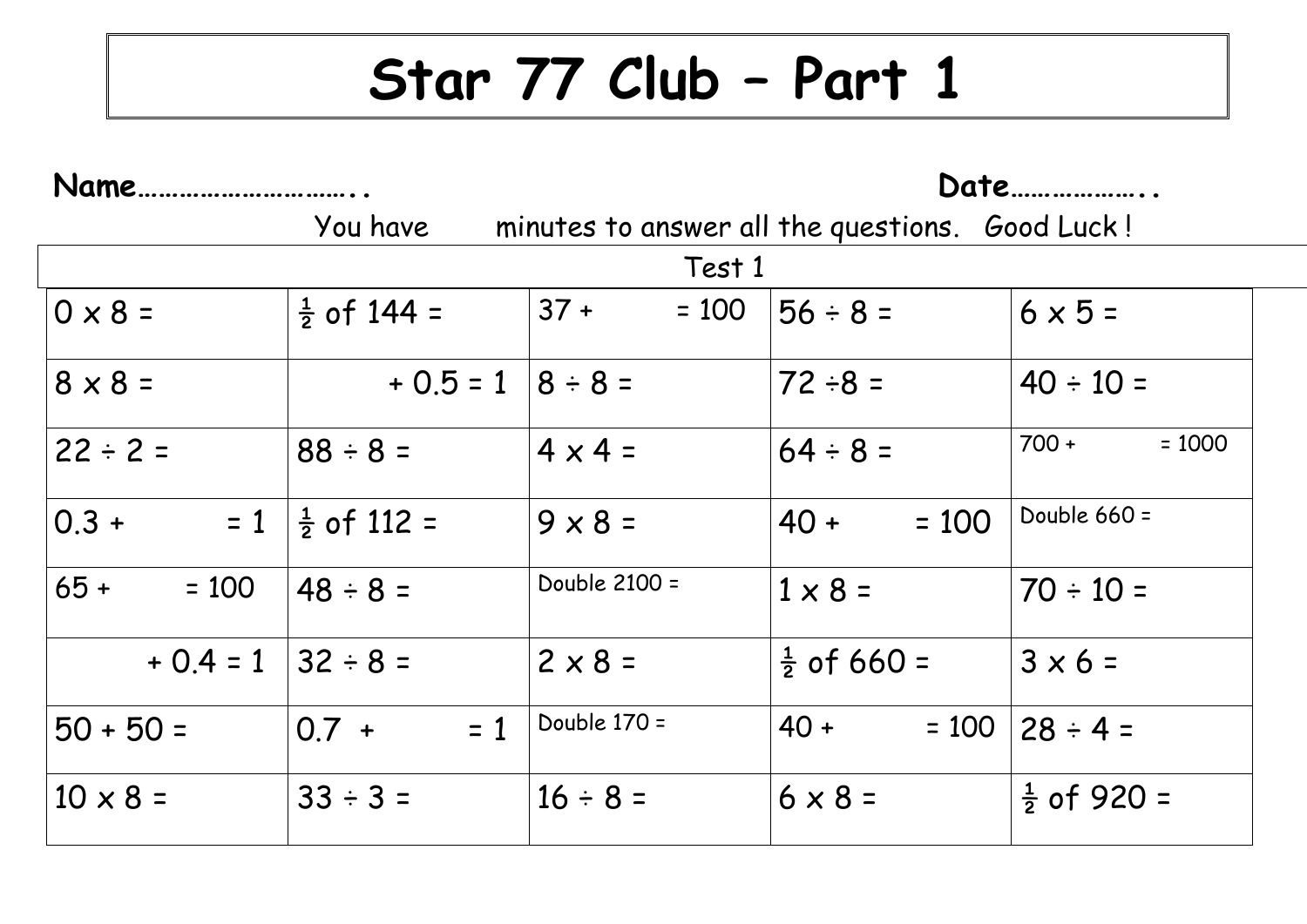# Star 77 Club – Part 1

**Name…………………………..** **Date………………..**

You have minutes to answer all the questions. Good Luck !

| Test 1 | | | | |
|---|---|---|---|---|
| 0 x 8 = | ½ of 144 = | 37 + = 100 | 56 ÷ 8 = | 6 x 5 = |
| 8 x 8 = | + 0.5 = 1 | 8 ÷ 8 = | 72 ÷8 = | 40 ÷ 10 = |
| 22 ÷ 2 = | 88 ÷ 8 = | 4 x 4 = | 64 ÷ 8 = | 700 + = 1000 |
| 0.3 + = 1 | ½ of 112 = | 9 x 8 = | 40 + = 100 | Double 660 = |
| 65 + = 100 | 48 ÷ 8 = | Double 2100 = | 1 x 8 = | 70 ÷ 10 = |
| + 0.4 = 1 | 32 ÷ 8 = | 2 x 8 = | ½ of 660 = | 3 x 6 = |
| 50 + 50 = | 0.7 + = 1 | Double 170 = | 40 + = 100 | 28 ÷ 4 = |
| 10 x 8 = | 33 ÷ 3 = | 16 ÷ 8 = | 6 x 8 = | ½ of 920 = |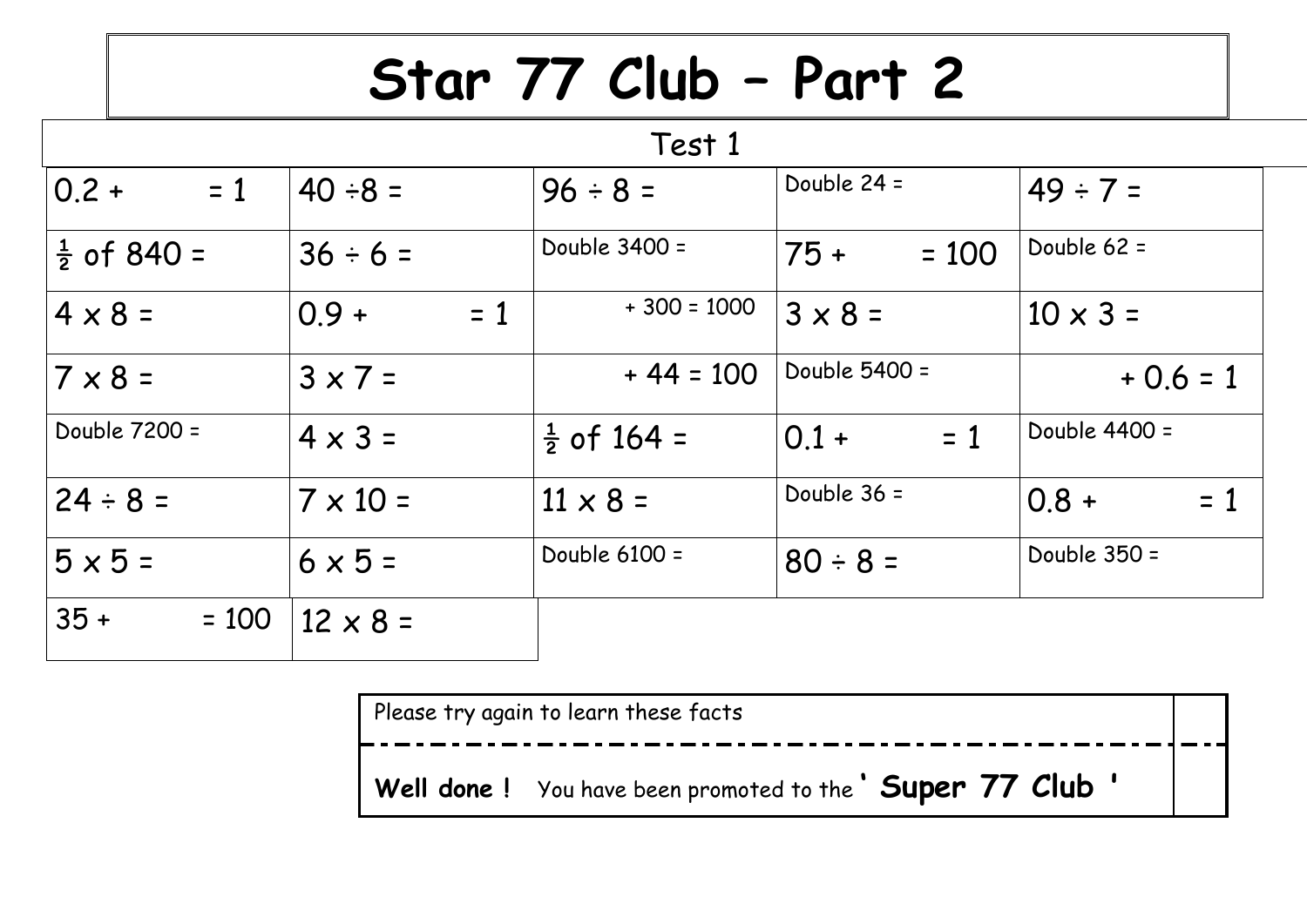# Star 77 Club – Part 2

## Test 1

| | | | | |
|---|---|---|---|---|
| 0.2 + = 1 | 40 ÷8 = | 96 ÷ 8 = | Double 24 = | 49 ÷ 7 = |
| ½ of 840 = | 36 ÷ 6 = | Double 3400 = | 75 + = 100 | Double 62 = |
| 4 x 8 = | 0.9 + = 1 | + 300 = 1000 | 3 x 8 = | 10 x 3 = |
| 7 x 8 = | 3 x 7 = | + 44 = 100 | Double 5400 = | + 0.6 = 1 |
| Double 7200 = | 4 x 3 = | ½ of 164 = | 0.1 + = 1 | Double 4400 = |
| 24 ÷ 8 = | 7 x 10 = | 11 x 8 = | Double 36 = | 0.8 + = 1 |
| 5 x 5 = | 6 x 5 = | Double 6100 = | 80 ÷ 8 = | Double 350 = |
| 35 + = 100 | 12 x 8 = | | | |

| | |
|---|---|
| Please try again to learn these facts | |
| **Well done !** You have been promoted to the **' Super 77 Club '** | |